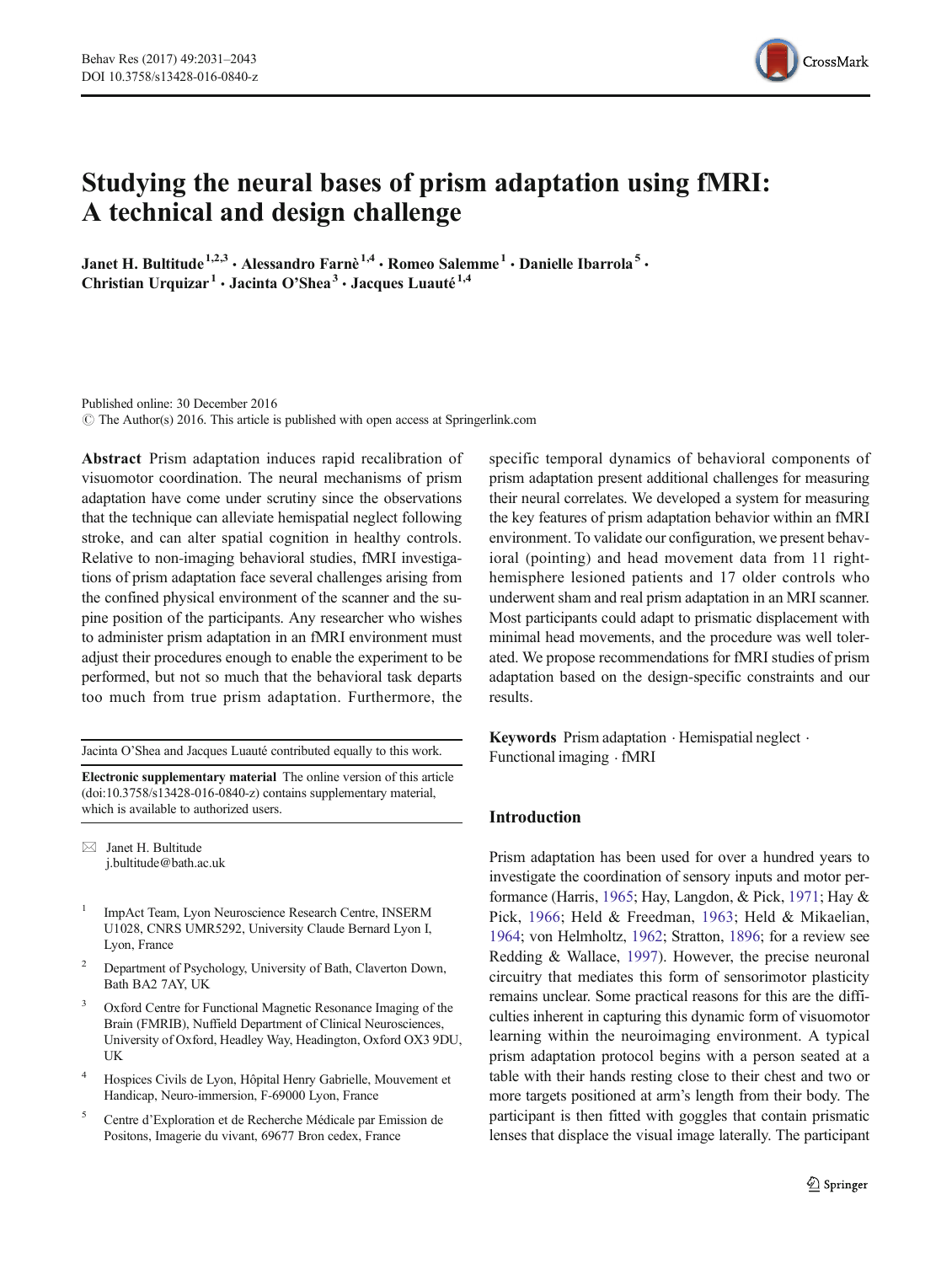# Studying the neural bases of prism adaptation using fMRI: A technical and design challenge

**Janet H. Bultitude**[1,2,3] **· Alessandro Farnè**[1,4] **· Romeo Salemme**[1] **· Danielle Ibarrola**[5] **· Christian Urquizar**[1] **· Jacinta O'Shea**[3] **· Jacques Luauté**[1,4]

Published online: 30 December 2016
© The Author(s) 2016. This article is published with open access at Springerlink.com

**Abstract** Prism adaptation induces rapid recalibration of visuomotor coordination. The neural mechanisms of prism adaptation have come under scrutiny since the observations that the technique can alleviate hemispatial neglect following stroke, and can alter spatial cognition in healthy controls. Relative to non-imaging behavioral studies, fMRI investigations of prism adaptation face several challenges arising from the confined physical environment of the scanner and the supine position of the participants. Any researcher who wishes to administer prism adaptation in an fMRI environment must adjust their procedures enough to enable the experiment to be performed, but not so much that the behavioral task departs too much from true prism adaptation. Furthermore, the specific temporal dynamics of behavioral components of prism adaptation present additional challenges for measuring their neural correlates. We developed a system for measuring the key features of prism adaptation behavior within an fMRI environment. To validate our configuration, we present behavioral (pointing) and head movement data from 11 right-hemisphere lesioned patients and 17 older controls who underwent sham and real prism adaptation in an MRI scanner. Most participants could adapt to prismatic displacement with minimal head movements, and the procedure was well tolerated. We propose recommendations for fMRI studies of prism adaptation based on the design-specific constraints and our results.

**Keywords** Prism adaptation · Hemispatial neglect · Functional imaging · fMRI

Jacinta O'Shea and Jacques Luauté contributed equally to this work.

**Electronic supplementary material** The online version of this article (doi:10.3758/s13428-016-0840-z) contains supplementary material, which is available to authorized users.

✉ Janet H. Bultitude
j.bultitude@bath.ac.uk

[1] ImpAct Team, Lyon Neuroscience Research Centre, INSERM U1028, CNRS UMR5292, University Claude Bernard Lyon I, Lyon, France

[2] Department of Psychology, University of Bath, Claverton Down, Bath BA2 7AY, UK

[3] Oxford Centre for Functional Magnetic Resonance Imaging of the Brain (FMRIB), Nuffield Department of Clinical Neurosciences, University of Oxford, Headley Way, Headington, Oxford OX3 9DU, UK

[4] Hospices Civils de Lyon, Hôpital Henry Gabrielle, Mouvement et Handicap, Neuro-immersion, F-69000 Lyon, France

[5] Centre d'Exploration et de Recherche Médicale par Emission de Positons, Imagerie du vivant, 69677 Bron cedex, France

## Introduction

Prism adaptation has been used for over a hundred years to investigate the coordination of sensory inputs and motor performance (Harris, 1965; Hay, Langdon, & Pick, 1971; Hay & Pick, 1966; Held & Freedman, 1963; Held & Mikaelian, 1964; von Helmholtz, 1962; Stratton, 1896; for a review see Redding & Wallace, 1997). However, the precise neuronal circuitry that mediates this form of sensorimotor plasticity remains unclear. Some practical reasons for this are the difficulties inherent in capturing this dynamic form of visuomotor learning within the neuroimaging environment. A typical prism adaptation protocol begins with a person seated at a table with their hands resting close to their chest and two or more targets positioned at arm's length from their body. The participant is then fitted with goggles that contain prismatic lenses that displace the visual image laterally. The participant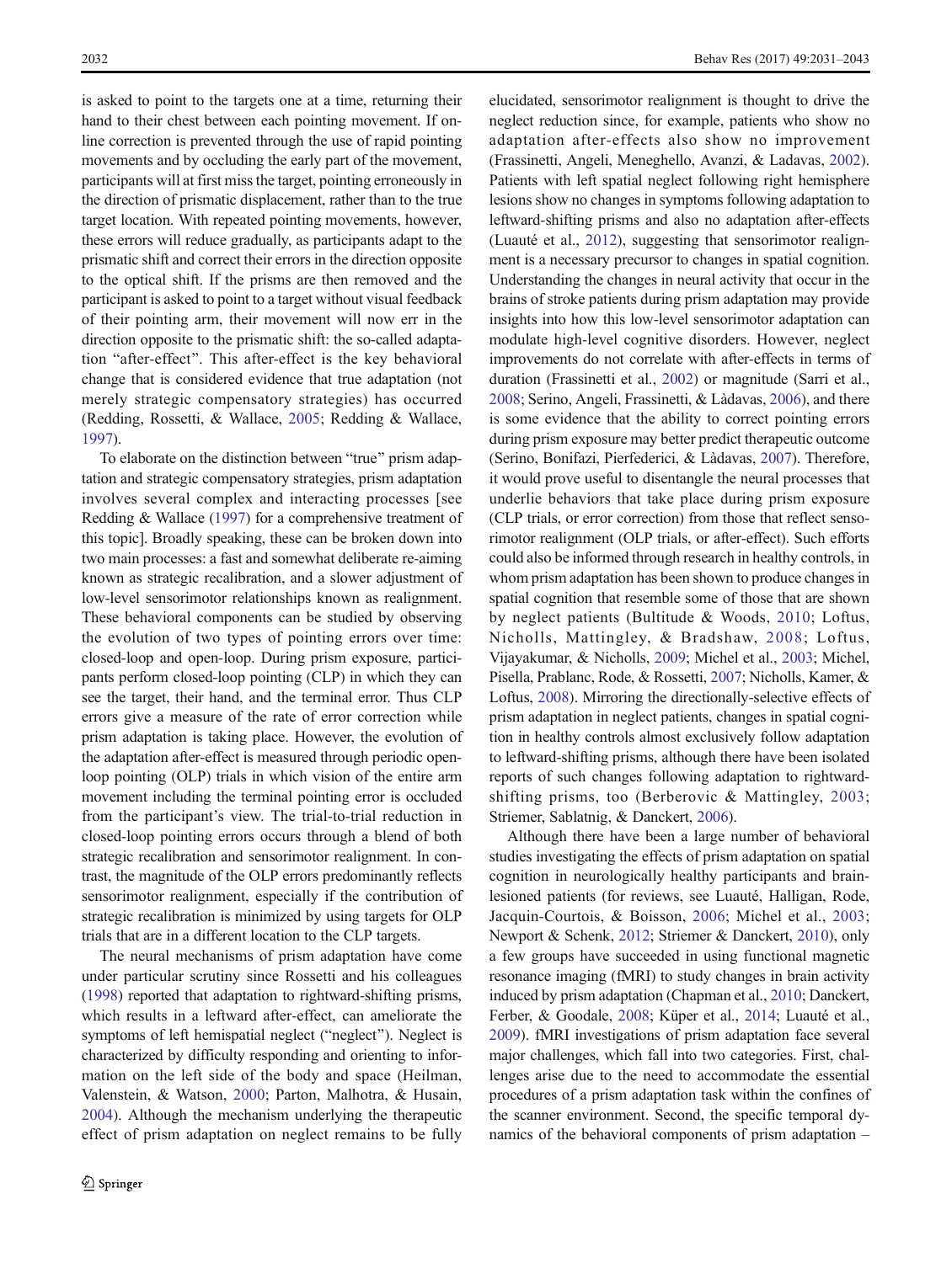is asked to point to the targets one at a time, returning their hand to their chest between each pointing movement. If online correction is prevented through the use of rapid pointing movements and by occluding the early part of the movement, participants will at first miss the target, pointing erroneously in the direction of prismatic displacement, rather than to the true target location. With repeated pointing movements, however, these errors will reduce gradually, as participants adapt to the prismatic shift and correct their errors in the direction opposite to the optical shift. If the prisms are then removed and the participant is asked to point to a target without visual feedback of their pointing arm, their movement will now err in the direction opposite to the prismatic shift: the so-called adaptation "after-effect". This after-effect is the key behavioral change that is considered evidence that true adaptation (not merely strategic compensatory strategies) has occurred (Redding, Rossetti, & Wallace, 2005; Redding & Wallace, 1997).

To elaborate on the distinction between "true" prism adaptation and strategic compensatory strategies, prism adaptation involves several complex and interacting processes [see Redding & Wallace (1997) for a comprehensive treatment of this topic]. Broadly speaking, these can be broken down into two main processes: a fast and somewhat deliberate re-aiming known as strategic recalibration, and a slower adjustment of low-level sensorimotor relationships known as realignment. These behavioral components can be studied by observing the evolution of two types of pointing errors over time: closed-loop and open-loop. During prism exposure, participants perform closed-loop pointing (CLP) in which they can see the target, their hand, and the terminal error. Thus CLP errors give a measure of the rate of error correction while prism adaptation is taking place. However, the evolution of the adaptation after-effect is measured through periodic open-loop pointing (OLP) trials in which vision of the entire arm movement including the terminal pointing error is occluded from the participant's view. The trial-to-trial reduction in closed-loop pointing errors occurs through a blend of both strategic recalibration and sensorimotor realignment. In contrast, the magnitude of the OLP errors predominantly reflects sensorimotor realignment, especially if the contribution of strategic recalibration is minimized by using targets for OLP trials that are in a different location to the CLP targets.

The neural mechanisms of prism adaptation have come under particular scrutiny since Rossetti and his colleagues (1998) reported that adaptation to rightward-shifting prisms, which results in a leftward after-effect, can ameliorate the symptoms of left hemispatial neglect ("neglect"). Neglect is characterized by difficulty responding and orienting to information on the left side of the body and space (Heilman, Valenstein, & Watson, 2000; Parton, Malhotra, & Husain, 2004). Although the mechanism underlying the therapeutic effect of prism adaptation on neglect remains to be fully elucidated, sensorimotor realignment is thought to drive the neglect reduction since, for example, patients who show no adaptation after-effects also show no improvement (Frassinetti, Angeli, Meneghello, Avanzi, & Ladavas, 2002). Patients with left spatial neglect following right hemisphere lesions show no changes in symptoms following adaptation to leftward-shifting prisms and also no adaptation after-effects (Luauté et al., 2012), suggesting that sensorimotor realignment is a necessary precursor to changes in spatial cognition. Understanding the changes in neural activity that occur in the brains of stroke patients during prism adaptation may provide insights into how this low-level sensorimotor adaptation can modulate high-level cognitive disorders. However, neglect improvements do not correlate with after-effects in terms of duration (Frassinetti et al., 2002) or magnitude (Sarri et al., 2008; Serino, Angeli, Frassinetti, & Làdavas, 2006), and there is some evidence that the ability to correct pointing errors during prism exposure may better predict therapeutic outcome (Serino, Bonifazi, Pierfederici, & Làdavas, 2007). Therefore, it would prove useful to disentangle the neural processes that underlie behaviors that take place during prism exposure (CLP trials, or error correction) from those that reflect sensorimotor realignment (OLP trials, or after-effect). Such efforts could also be informed through research in healthy controls, in whom prism adaptation has been shown to produce changes in spatial cognition that resemble some of those that are shown by neglect patients (Bultitude & Woods, 2010; Loftus, Nicholls, Mattingley, & Bradshaw, 2008; Loftus, Vijayakumar, & Nicholls, 2009; Michel et al., 2003; Michel, Pisella, Prablanc, Rode, & Rossetti, 2007; Nicholls, Kamer, & Loftus, 2008). Mirroring the directionally-selective effects of prism adaptation in neglect patients, changes in spatial cognition in healthy controls almost exclusively follow adaptation to leftward-shifting prisms, although there have been isolated reports of such changes following adaptation to rightward-shifting prisms, too (Berberovic & Mattingley, 2003; Striemer, Sablatnig, & Danckert, 2006).

Although there have been a large number of behavioral studies investigating the effects of prism adaptation on spatial cognition in neurologically healthy participants and brain-lesioned patients (for reviews, see Luauté, Halligan, Rode, Jacquin-Courtois, & Boisson, 2006; Michel et al., 2003; Newport & Schenk, 2012; Striemer & Danckert, 2010), only a few groups have succeeded in using functional magnetic resonance imaging (fMRI) to study changes in brain activity induced by prism adaptation (Chapman et al., 2010; Danckert, Ferber, & Goodale, 2008; Küper et al., 2014; Luauté et al., 2009). fMRI investigations of prism adaptation face several major challenges, which fall into two categories. First, challenges arise due to the need to accommodate the essential procedures of a prism adaptation task within the confines of the scanner environment. Second, the specific temporal dynamics of the behavioral components of prism adaptation –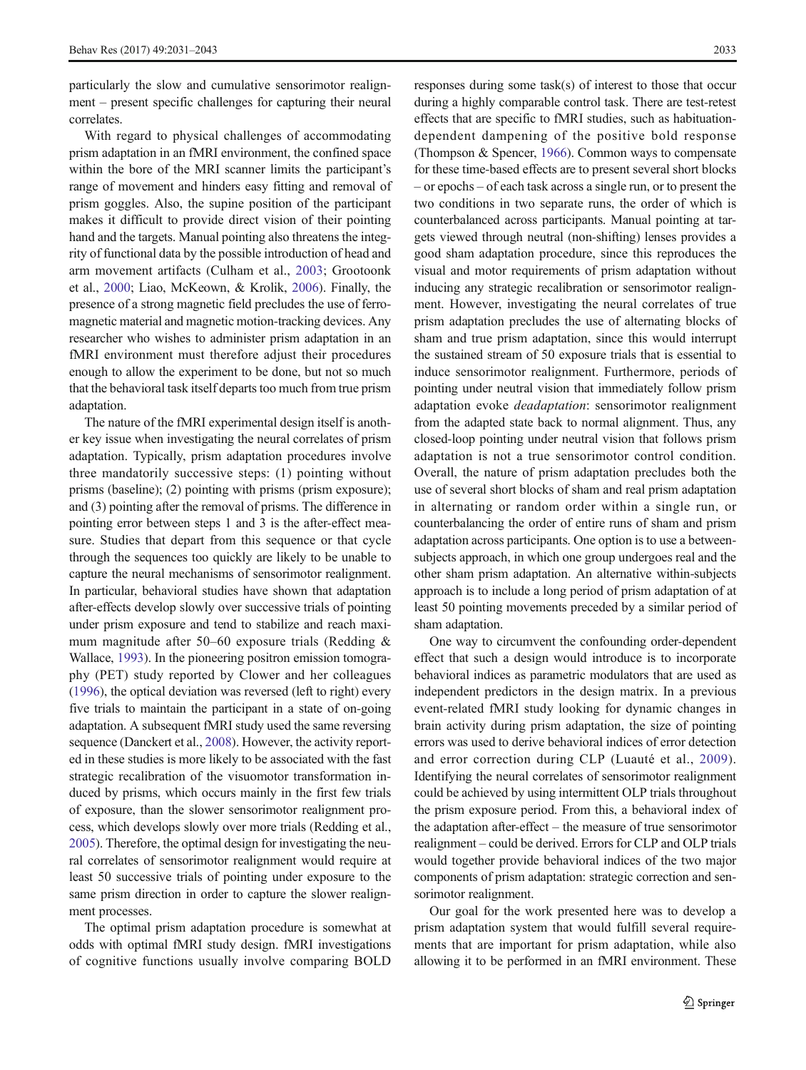particularly the slow and cumulative sensorimotor realignment – present specific challenges for capturing their neural correlates.

With regard to physical challenges of accommodating prism adaptation in an fMRI environment, the confined space within the bore of the MRI scanner limits the participant's range of movement and hinders easy fitting and removal of prism goggles. Also, the supine position of the participant makes it difficult to provide direct vision of their pointing hand and the targets. Manual pointing also threatens the integrity of functional data by the possible introduction of head and arm movement artifacts (Culham et al., 2003; Grootoonk et al., 2000; Liao, McKeown, & Krolik, 2006). Finally, the presence of a strong magnetic field precludes the use of ferromagnetic material and magnetic motion-tracking devices. Any researcher who wishes to administer prism adaptation in an fMRI environment must therefore adjust their procedures enough to allow the experiment to be done, but not so much that the behavioral task itself departs too much from true prism adaptation.

The nature of the fMRI experimental design itself is another key issue when investigating the neural correlates of prism adaptation. Typically, prism adaptation procedures involve three mandatorily successive steps: (1) pointing without prisms (baseline); (2) pointing with prisms (prism exposure); and (3) pointing after the removal of prisms. The difference in pointing error between steps 1 and 3 is the after-effect measure. Studies that depart from this sequence or that cycle through the sequences too quickly are likely to be unable to capture the neural mechanisms of sensorimotor realignment. In particular, behavioral studies have shown that adaptation after-effects develop slowly over successive trials of pointing under prism exposure and tend to stabilize and reach maximum magnitude after 50–60 exposure trials (Redding & Wallace, 1993). In the pioneering positron emission tomography (PET) study reported by Clower and her colleagues (1996), the optical deviation was reversed (left to right) every five trials to maintain the participant in a state of on-going adaptation. A subsequent fMRI study used the same reversing sequence (Danckert et al., 2008). However, the activity reported in these studies is more likely to be associated with the fast strategic recalibration of the visuomotor transformation induced by prisms, which occurs mainly in the first few trials of exposure, than the slower sensorimotor realignment process, which develops slowly over more trials (Redding et al., 2005). Therefore, the optimal design for investigating the neural correlates of sensorimotor realignment would require at least 50 successive trials of pointing under exposure to the same prism direction in order to capture the slower realignment processes.

The optimal prism adaptation procedure is somewhat at odds with optimal fMRI study design. fMRI investigations of cognitive functions usually involve comparing BOLD responses during some task(s) of interest to those that occur during a highly comparable control task. There are test-retest effects that are specific to fMRI studies, such as habituation-dependent dampening of the positive bold response (Thompson & Spencer, 1966). Common ways to compensate for these time-based effects are to present several short blocks – or epochs – of each task across a single run, or to present the two conditions in two separate runs, the order of which is counterbalanced across participants. Manual pointing at targets viewed through neutral (non-shifting) lenses provides a good sham adaptation procedure, since this reproduces the visual and motor requirements of prism adaptation without inducing any strategic recalibration or sensorimotor realignment. However, investigating the neural correlates of true prism adaptation precludes the use of alternating blocks of sham and true prism adaptation, since this would interrupt the sustained stream of 50 exposure trials that is essential to induce sensorimotor realignment. Furthermore, periods of pointing under neutral vision that immediately follow prism adaptation evoke *deadaptation*: sensorimotor realignment from the adapted state back to normal alignment. Thus, any closed-loop pointing under neutral vision that follows prism adaptation is not a true sensorimotor control condition. Overall, the nature of prism adaptation precludes both the use of several short blocks of sham and real prism adaptation in alternating or random order within a single run, or counterbalancing the order of entire runs of sham and prism adaptation across participants. One option is to use a between-subjects approach, in which one group undergoes real and the other sham prism adaptation. An alternative within-subjects approach is to include a long period of prism adaptation of at least 50 pointing movements preceded by a similar period of sham adaptation.

One way to circumvent the confounding order-dependent effect that such a design would introduce is to incorporate behavioral indices as parametric modulators that are used as independent predictors in the design matrix. In a previous event-related fMRI study looking for dynamic changes in brain activity during prism adaptation, the size of pointing errors was used to derive behavioral indices of error detection and error correction during CLP (Luauté et al., 2009). Identifying the neural correlates of sensorimotor realignment could be achieved by using intermittent OLP trials throughout the prism exposure period. From this, a behavioral index of the adaptation after-effect – the measure of true sensorimotor realignment – could be derived. Errors for CLP and OLP trials would together provide behavioral indices of the two major components of prism adaptation: strategic correction and sensorimotor realignment.

Our goal for the work presented here was to develop a prism adaptation system that would fulfill several requirements that are important for prism adaptation, while also allowing it to be performed in an fMRI environment. These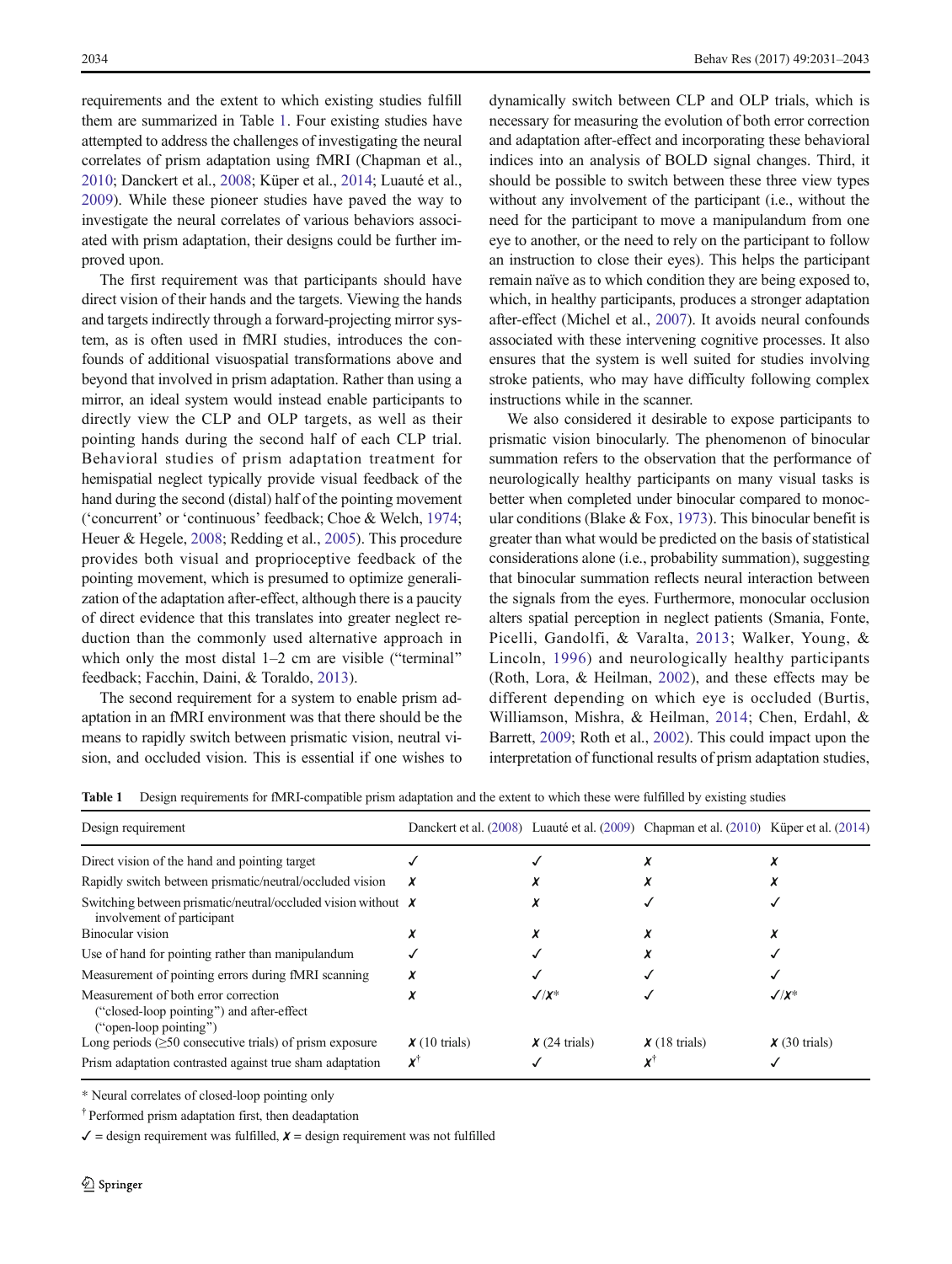requirements and the extent to which existing studies fulfill them are summarized in Table 1. Four existing studies have attempted to address the challenges of investigating the neural correlates of prism adaptation using fMRI (Chapman et al., 2010; Danckert et al., 2008; Küper et al., 2014; Luauté et al., 2009). While these pioneer studies have paved the way to investigate the neural correlates of various behaviors associated with prism adaptation, their designs could be further improved upon.

The first requirement was that participants should have direct vision of their hands and the targets. Viewing the hands and targets indirectly through a forward-projecting mirror system, as is often used in fMRI studies, introduces the confounds of additional visuospatial transformations above and beyond that involved in prism adaptation. Rather than using a mirror, an ideal system would instead enable participants to directly view the CLP and OLP targets, as well as their pointing hands during the second half of each CLP trial. Behavioral studies of prism adaptation treatment for hemispatial neglect typically provide visual feedback of the hand during the second (distal) half of the pointing movement ('concurrent' or 'continuous' feedback; Choe & Welch, 1974; Heuer & Hegele, 2008; Redding et al., 2005). This procedure provides both visual and proprioceptive feedback of the pointing movement, which is presumed to optimize generalization of the adaptation after-effect, although there is a paucity of direct evidence that this translates into greater neglect reduction than the commonly used alternative approach in which only the most distal 1–2 cm are visible ("terminal" feedback; Facchin, Daini, & Toraldo, 2013).

The second requirement for a system to enable prism adaptation in an fMRI environment was that there should be the means to rapidly switch between prismatic vision, neutral vision, and occluded vision. This is essential if one wishes to dynamically switch between CLP and OLP trials, which is necessary for measuring the evolution of both error correction and adaptation after-effect and incorporating these behavioral indices into an analysis of BOLD signal changes. Third, it should be possible to switch between these three view types without any involvement of the participant (i.e., without the need for the participant to move a manipulandum from one eye to another, or the need to rely on the participant to follow an instruction to close their eyes). This helps the participant remain naïve as to which condition they are being exposed to, which, in healthy participants, produces a stronger adaptation after-effect (Michel et al., 2007). It avoids neural confounds associated with these intervening cognitive processes. It also ensures that the system is well suited for studies involving stroke patients, who may have difficulty following complex instructions while in the scanner.

We also considered it desirable to expose participants to prismatic vision binocularly. The phenomenon of binocular summation refers to the observation that the performance of neurologically healthy participants on many visual tasks is better when completed under binocular compared to monocular conditions (Blake & Fox, 1973). This binocular benefit is greater than what would be predicted on the basis of statistical considerations alone (i.e., probability summation), suggesting that binocular summation reflects neural interaction between the signals from the eyes. Furthermore, monocular occlusion alters spatial perception in neglect patients (Smania, Fonte, Picelli, Gandolfi, & Varalta, 2013; Walker, Young, & Lincoln, 1996) and neurologically healthy participants (Roth, Lora, & Heilman, 2002), and these effects may be different depending on which eye is occluded (Burtis, Williamson, Mishra, & Heilman, 2014; Chen, Erdahl, & Barrett, 2009; Roth et al., 2002). This could impact upon the interpretation of functional results of prism adaptation studies,

**Table 1** Design requirements for fMRI-compatible prism adaptation and the extent to which these were fulfilled by existing studies

| Design requirement | Danckert et al. (2008) | Luauté et al. (2009) | Chapman et al. (2010) | Küper et al. (2014) |
|---|---|---|---|---|
| Direct vision of the hand and pointing target | ✓ | ✓ | ✗ | ✗ |
| Rapidly switch between prismatic/neutral/occluded vision | ✗ | ✗ | ✗ | ✗ |
| Switching between prismatic/neutral/occluded vision without involvement of participant | ✗ | ✗ | ✓ | ✓ |
| Binocular vision | ✗ | ✗ | ✗ | ✗ |
| Use of hand for pointing rather than manipulandum | ✓ | ✓ | ✗ | ✓ |
| Measurement of pointing errors during fMRI scanning | ✗ | ✓ | ✓ | ✓ |
| Measurement of both error correction ("closed-loop pointing") and after-effect ("open-loop pointing") | ✗ | ✓/✗* | ✓ | ✓/✗* |
| Long periods (≥50 consecutive trials) of prism exposure | ✗ (10 trials) | ✗ (24 trials) | ✗ (18 trials) | ✗ (30 trials) |
| Prism adaptation contrasted against true sham adaptation | ✗[†] | ✓ | ✗[†] | ✓ |

* Neural correlates of closed-loop pointing only

[†] Performed prism adaptation first, then deadaptation

✓ = design requirement was fulfilled, ✗ = design requirement was not fulfilled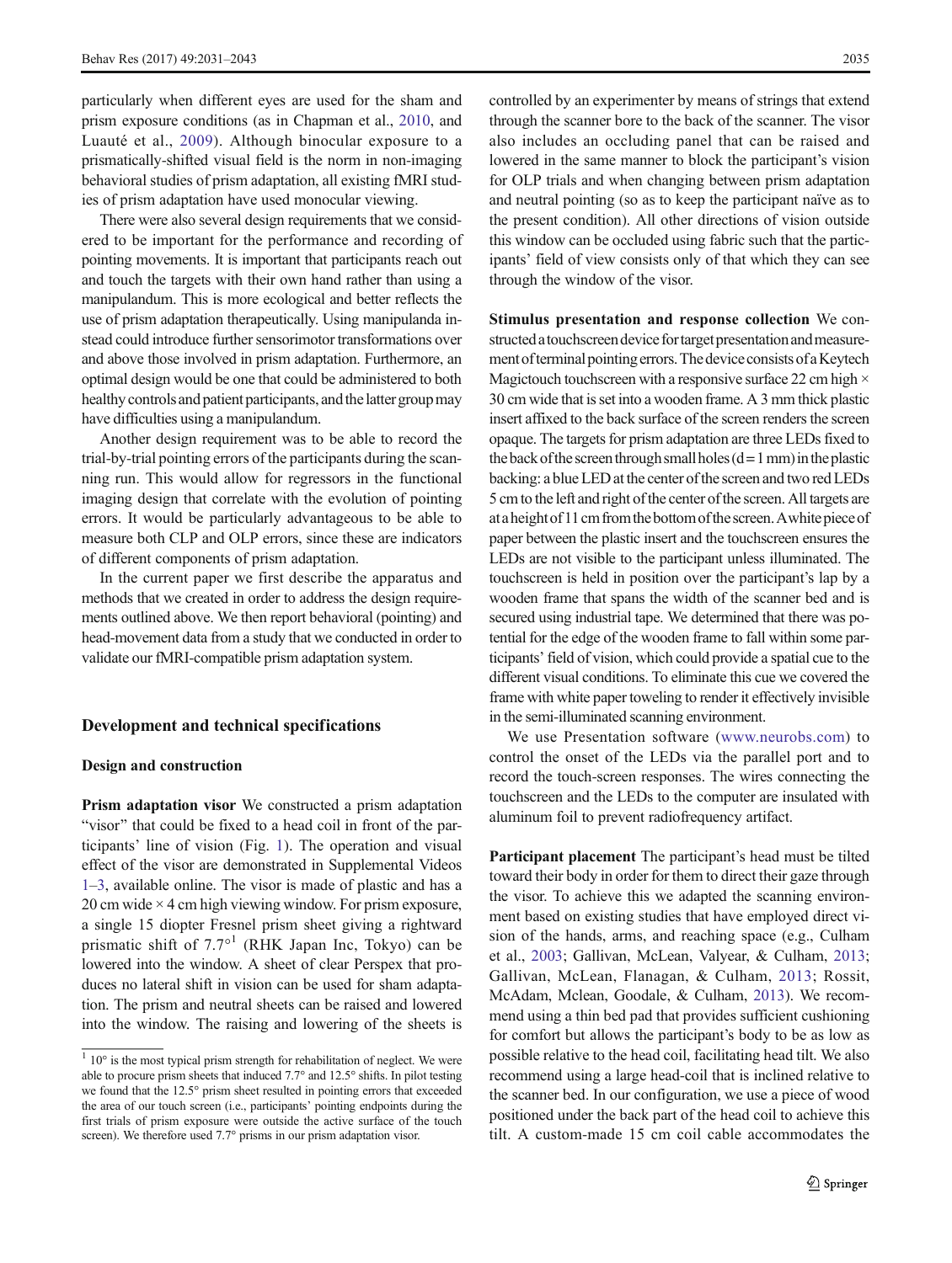particularly when different eyes are used for the sham and prism exposure conditions (as in Chapman et al., 2010, and Luauté et al., 2009). Although binocular exposure to a prismatically-shifted visual field is the norm in non-imaging behavioral studies of prism adaptation, all existing fMRI studies of prism adaptation have used monocular viewing.

There were also several design requirements that we considered to be important for the performance and recording of pointing movements. It is important that participants reach out and touch the targets with their own hand rather than using a manipulandum. This is more ecological and better reflects the use of prism adaptation therapeutically. Using manipulanda instead could introduce further sensorimotor transformations over and above those involved in prism adaptation. Furthermore, an optimal design would be one that could be administered to both healthy controls and patient participants, and the latter group may have difficulties using a manipulandum.

Another design requirement was to be able to record the trial-by-trial pointing errors of the participants during the scanning run. This would allow for regressors in the functional imaging design that correlate with the evolution of pointing errors. It would be particularly advantageous to be able to measure both CLP and OLP errors, since these are indicators of different components of prism adaptation.

In the current paper we first describe the apparatus and methods that we created in order to address the design requirements outlined above. We then report behavioral (pointing) and head-movement data from a study that we conducted in order to validate our fMRI-compatible prism adaptation system.

## Development and technical specifications

### Design and construction

**Prism adaptation visor** We constructed a prism adaptation "visor" that could be fixed to a head coil in front of the participants' line of vision (Fig. 1). The operation and visual effect of the visor are demonstrated in Supplemental Videos 1–3, available online. The visor is made of plastic and has a 20 cm wide × 4 cm high viewing window. For prism exposure, a single 15 diopter Fresnel prism sheet giving a rightward prismatic shift of 7.7°[1] (RHK Japan Inc, Tokyo) can be lowered into the window. A sheet of clear Perspex that produces no lateral shift in vision can be used for sham adaptation. The prism and neutral sheets can be raised and lowered into the window. The raising and lowering of the sheets is controlled by an experimenter by means of strings that extend through the scanner bore to the back of the scanner. The visor also includes an occluding panel that can be raised and lowered in the same manner to block the participant's vision for OLP trials and when changing between prism adaptation and neutral pointing (so as to keep the participant naïve as to the present condition). All other directions of vision outside this window can be occluded using fabric such that the participants' field of view consists only of that which they can see through the window of the visor.

**Stimulus presentation and response collection** We constructed a touchscreen device for target presentation and measurement of terminal pointing errors. The device consists of a Keytech Magictouch touchscreen with a responsive surface 22 cm high × 30 cm wide that is set into a wooden frame. A 3 mm thick plastic insert affixed to the back surface of the screen renders the screen opaque. The targets for prism adaptation are three LEDs fixed to the back of the screen through small holes (d = 1 mm) in the plastic backing: a blue LED at the center of the screen and two red LEDs 5 cm to the left and right of the center of the screen. All targets are at a height of 11 cm from the bottom of the screen. A white piece of paper between the plastic insert and the touchscreen ensures the LEDs are not visible to the participant unless illuminated. The touchscreen is held in position over the participant's lap by a wooden frame that spans the width of the scanner bed and is secured using industrial tape. We determined that there was potential for the edge of the wooden frame to fall within some participants' field of vision, which could provide a spatial cue to the different visual conditions. To eliminate this cue we covered the frame with white paper toweling to render it effectively invisible in the semi-illuminated scanning environment.

We use Presentation software (www.neurobs.com) to control the onset of the LEDs via the parallel port and to record the touch-screen responses. The wires connecting the touchscreen and the LEDs to the computer are insulated with aluminum foil to prevent radiofrequency artifact.

**Participant placement** The participant's head must be tilted toward their body in order for them to direct their gaze through the visor. To achieve this we adapted the scanning environment based on existing studies that have employed direct vision of the hands, arms, and reaching space (e.g., Culham et al., 2003; Gallivan, McLean, Valyear, & Culham, 2013; Gallivan, McLean, Flanagan, & Culham, 2013; Rossit, McAdam, Mclean, Goodale, & Culham, 2013). We recommend using a thin bed pad that provides sufficient cushioning for comfort but allows the participant's body to be as low as possible relative to the head coil, facilitating head tilt. We also recommend using a large head-coil that is inclined relative to the scanner bed. In our configuration, we use a piece of wood positioned under the back part of the head coil to achieve this tilt. A custom-made 15 cm coil cable accommodates the

[1] 10° is the most typical prism strength for rehabilitation of neglect. We were able to procure prism sheets that induced 7.7° and 12.5° shifts. In pilot testing we found that the 12.5° prism sheet resulted in pointing errors that exceeded the area of our touch screen (i.e., participants' pointing endpoints during the first trials of prism exposure were outside the active surface of the touch screen). We therefore used 7.7° prisms in our prism adaptation visor.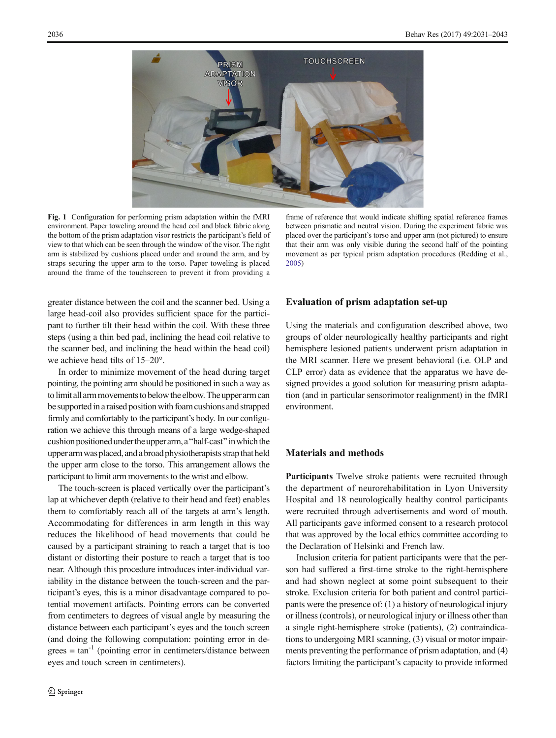Fig. 1 Configuration for performing prism adaptation within the fMRI environment. Paper toweling around the head coil and black fabric along the bottom of the prism adaptation visor restricts the participant's field of view to that which can be seen through the window of the visor. The right arm is stabilized by cushions placed under and around the arm, and by straps securing the upper arm to the torso. Paper toweling is placed around the frame of the touchscreen to prevent it from providing a frame of reference that would indicate shifting spatial reference frames between prismatic and neutral vision. During the experiment fabric was placed over the participant's torso and upper arm (not pictured) to ensure that their arm was only visible during the second half of the pointing movement as per typical prism adaptation procedures (Redding et al., 2005)

greater distance between the coil and the scanner bed. Using a large head-coil also provides sufficient space for the participant to further tilt their head within the coil. With these three steps (using a thin bed pad, inclining the head coil relative to the scanner bed, and inclining the head within the head coil) we achieve head tilts of 15–20°.

In order to minimize movement of the head during target pointing, the pointing arm should be positioned in such a way as to limit all arm movements to below the elbow. The upper arm can be supported in a raised position with foam cushions and strapped firmly and comfortably to the participant's body. In our configuration we achieve this through means of a large wedge-shaped cushion positioned under the upper arm, a "half-cast" in which the upper arm was placed, and a broad physiotherapists strap that held the upper arm close to the torso. This arrangement allows the participant to limit arm movements to the wrist and elbow.

The touch-screen is placed vertically over the participant's lap at whichever depth (relative to their head and feet) enables them to comfortably reach all of the targets at arm's length. Accommodating for differences in arm length in this way reduces the likelihood of head movements that could be caused by a participant straining to reach a target that is too distant or distorting their posture to reach a target that is too near. Although this procedure introduces inter-individual variability in the distance between the touch-screen and the participant's eyes, this is a minor disadvantage compared to potential movement artifacts. Pointing errors can be converted from centimeters to degrees of visual angle by measuring the distance between each participant's eyes and the touch screen (and doing the following computation: pointing error in degrees = $\tan^{-1}$ (pointing error in centimeters/distance between eyes and touch screen in centimeters).

## Evaluation of prism adaptation set-up

Using the materials and configuration described above, two groups of older neurologically healthy participants and right hemisphere lesioned patients underwent prism adaptation in the MRI scanner. Here we present behavioral (i.e. OLP and CLP error) data as evidence that the apparatus we have designed provides a good solution for measuring prism adaptation (and in particular sensorimotor realignment) in the fMRI environment.

## Materials and methods

**Participants** Twelve stroke patients were recruited through the department of neurorehabilitation in Lyon University Hospital and 18 neurologically healthy control participants were recruited through advertisements and word of mouth. All participants gave informed consent to a research protocol that was approved by the local ethics committee according to the Declaration of Helsinki and French law.

Inclusion criteria for patient participants were that the person had suffered a first-time stroke to the right-hemisphere and had shown neglect at some point subsequent to their stroke. Exclusion criteria for both patient and control participants were the presence of: (1) a history of neurological injury or illness (controls), or neurological injury or illness other than a single right-hemisphere stroke (patients), (2) contraindications to undergoing MRI scanning, (3) visual or motor impairments preventing the performance of prism adaptation, and (4) factors limiting the participant's capacity to provide informed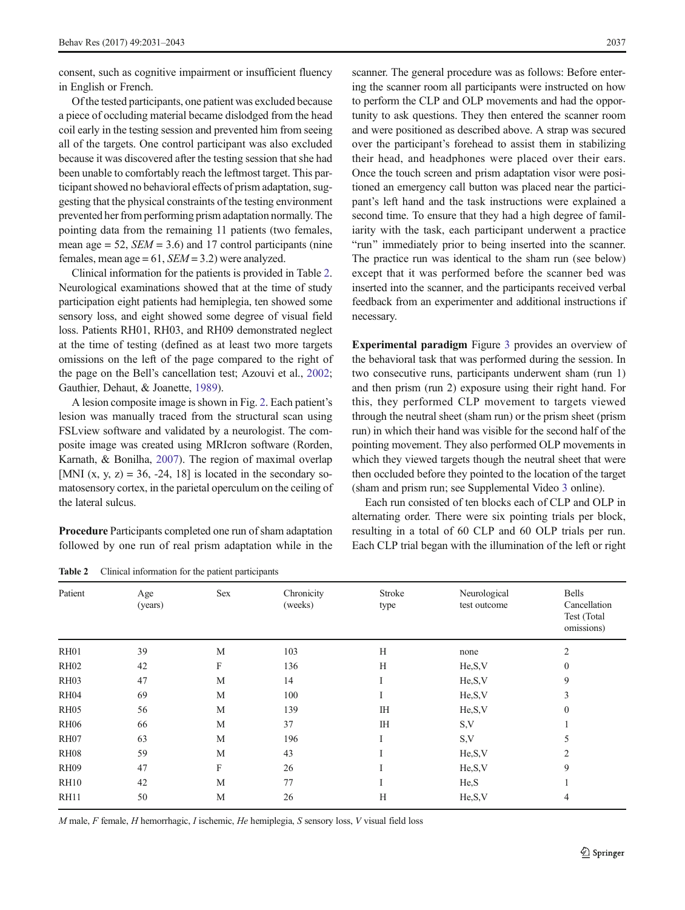consent, such as cognitive impairment or insufficient fluency in English or French.

Of the tested participants, one patient was excluded because a piece of occluding material became dislodged from the head coil early in the testing session and prevented him from seeing all of the targets. One control participant was also excluded because it was discovered after the testing session that she had been unable to comfortably reach the leftmost target. This participant showed no behavioral effects of prism adaptation, suggesting that the physical constraints of the testing environment prevented her from performing prism adaptation normally. The pointing data from the remaining 11 patients (two females, mean age = 52, *SEM* = 3.6) and 17 control participants (nine females, mean age = 61, *SEM* = 3.2) were analyzed.

Clinical information for the patients is provided in Table 2. Neurological examinations showed that at the time of study participation eight patients had hemiplegia, ten showed some sensory loss, and eight showed some degree of visual field loss. Patients RH01, RH03, and RH09 demonstrated neglect at the time of testing (defined as at least two more targets omissions on the left of the page compared to the right of the page on the Bell's cancellation test; Azouvi et al., 2002; Gauthier, Dehaut, & Joanette, 1989).

A lesion composite image is shown in Fig. 2. Each patient's lesion was manually traced from the structural scan using FSLview software and validated by a neurologist. The composite image was created using MRIcron software (Rorden, Karnath, & Bonilha, 2007). The region of maximal overlap [MNI (x, y, z) = 36, -24, 18] is located in the secondary somatosensory cortex, in the parietal operculum on the ceiling of the lateral sulcus.

**Procedure** Participants completed one run of sham adaptation followed by one run of real prism adaptation while in the scanner. The general procedure was as follows: Before entering the scanner room all participants were instructed on how to perform the CLP and OLP movements and had the opportunity to ask questions. They then entered the scanner room and were positioned as described above. A strap was secured over the participant's forehead to assist them in stabilizing their head, and headphones were placed over their ears. Once the touch screen and prism adaptation visor were positioned an emergency call button was placed near the participant's left hand and the task instructions were explained a second time. To ensure that they had a high degree of familiarity with the task, each participant underwent a practice "run" immediately prior to being inserted into the scanner. The practice run was identical to the sham run (see below) except that it was performed before the scanner bed was inserted into the scanner, and the participants received verbal feedback from an experimenter and additional instructions if necessary.

**Experimental paradigm** Figure 3 provides an overview of the behavioral task that was performed during the session. In two consecutive runs, participants underwent sham (run 1) and then prism (run 2) exposure using their right hand. For this, they performed CLP movement to targets viewed through the neutral sheet (sham run) or the prism sheet (prism run) in which their hand was visible for the second half of the pointing movement. They also performed OLP movements in which they viewed targets though the neutral sheet that were then occluded before they pointed to the location of the target (sham and prism run; see Supplemental Video 3 online).

Each run consisted of ten blocks each of CLP and OLP in alternating order. There were six pointing trials per block, resulting in a total of 60 CLP and 60 OLP trials per run. Each CLP trial began with the illumination of the left or right

**Table 2** Clinical information for the patient participants

| Patient | Age (years) | Sex | Chronicity (weeks) | Stroke type | Neurological test outcome | Bells Cancellation Test (Total omissions) |
|---|---|---|---|---|---|---|
| RH01 | 39 | M | 103 | H | none | 2 |
| RH02 | 42 | F | 136 | H | He,S,V | 0 |
| RH03 | 47 | M | 14 | I | He,S,V | 9 |
| RH04 | 69 | M | 100 | I | He,S,V | 3 |
| RH05 | 56 | M | 139 | IH | He,S,V | 0 |
| RH06 | 66 | M | 37 | IH | S,V | 1 |
| RH07 | 63 | M | 196 | I | S,V | 5 |
| RH08 | 59 | M | 43 | I | He,S,V | 2 |
| RH09 | 47 | F | 26 | I | He,S,V | 9 |
| RH10 | 42 | M | 77 | I | He,S | 1 |
| RH11 | 50 | M | 26 | H | He,S,V | 4 |

*M* male, *F* female, *H* hemorrhagic, *I* ischemic, *He* hemiplegia, *S* sensory loss, *V* visual field loss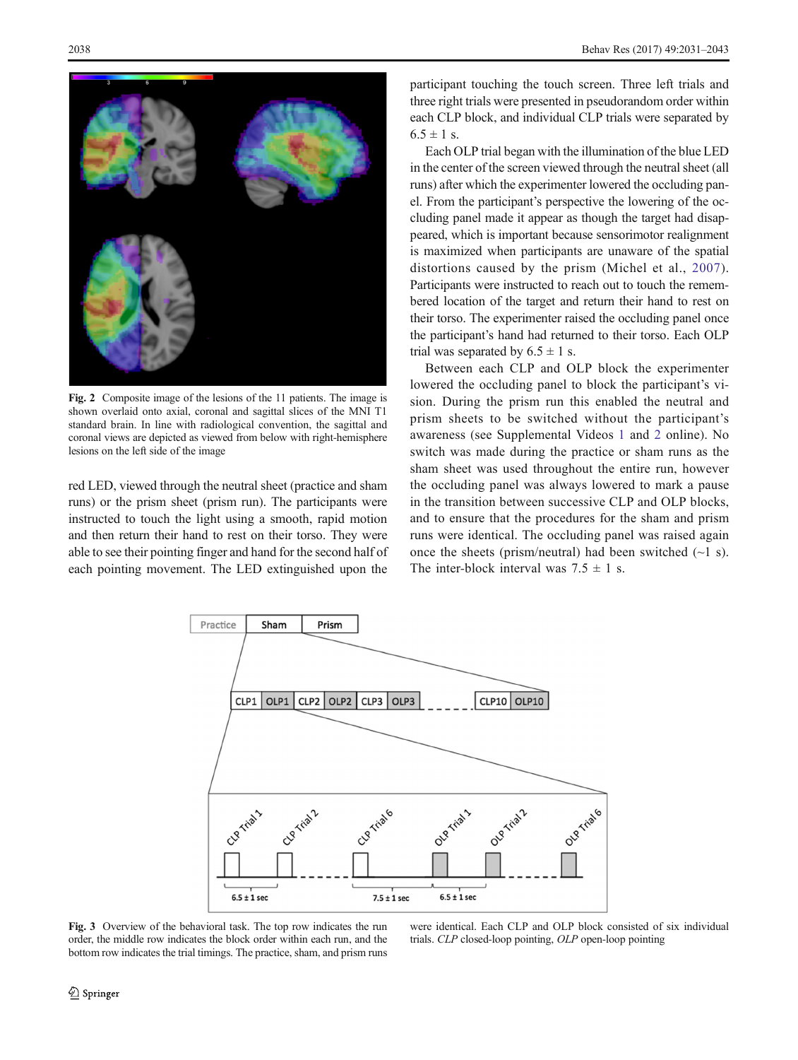Fig. 2 Composite image of the lesions of the 11 patients. The image is shown overlaid onto axial, coronal and sagittal slices of the MNI T1 standard brain. In line with radiological convention, the sagittal and coronal views are depicted as viewed from below with right-hemisphere lesions on the left side of the image

red LED, viewed through the neutral sheet (practice and sham runs) or the prism sheet (prism run). The participants were instructed to touch the light using a smooth, rapid motion and then return their hand to rest on their torso. They were able to see their pointing finger and hand for the second half of each pointing movement. The LED extinguished upon the participant touching the touch screen. Three left trials and three right trials were presented in pseudorandom order within each CLP block, and individual CLP trials were separated by 6.5 ± 1 s.

Each OLP trial began with the illumination of the blue LED in the center of the screen viewed through the neutral sheet (all runs) after which the experimenter lowered the occluding panel. From the participant's perspective the lowering of the occluding panel made it appear as though the target had disappeared, which is important because sensorimotor realignment is maximized when participants are unaware of the spatial distortions caused by the prism (Michel et al., 2007). Participants were instructed to reach out to touch the remembered location of the target and return their hand to rest on their torso. The experimenter raised the occluding panel once the participant's hand had returned to their torso. Each OLP trial was separated by 6.5 ± 1 s.

Between each CLP and OLP block the experimenter lowered the occluding panel to block the participant's vision. During the prism run this enabled the neutral and prism sheets to be switched without the participant's awareness (see Supplemental Videos 1 and 2 online). No switch was made during the practice or sham runs as the sham sheet was used throughout the entire run, however the occluding panel was always lowered to mark a pause in the transition between successive CLP and OLP blocks, and to ensure that the procedures for the sham and prism runs were identical. The occluding panel was raised again once the sheets (prism/neutral) had been switched (~1 s). The inter-block interval was 7.5 ± 1 s.

Fig. 3 Overview of the behavioral task. The top row indicates the run order, the middle row indicates the block order within each run, and the bottom row indicates the trial timings. The practice, sham, and prism runs were identical. Each CLP and OLP block consisted of six individual trials. *CLP* closed-loop pointing, *OLP* open-loop pointing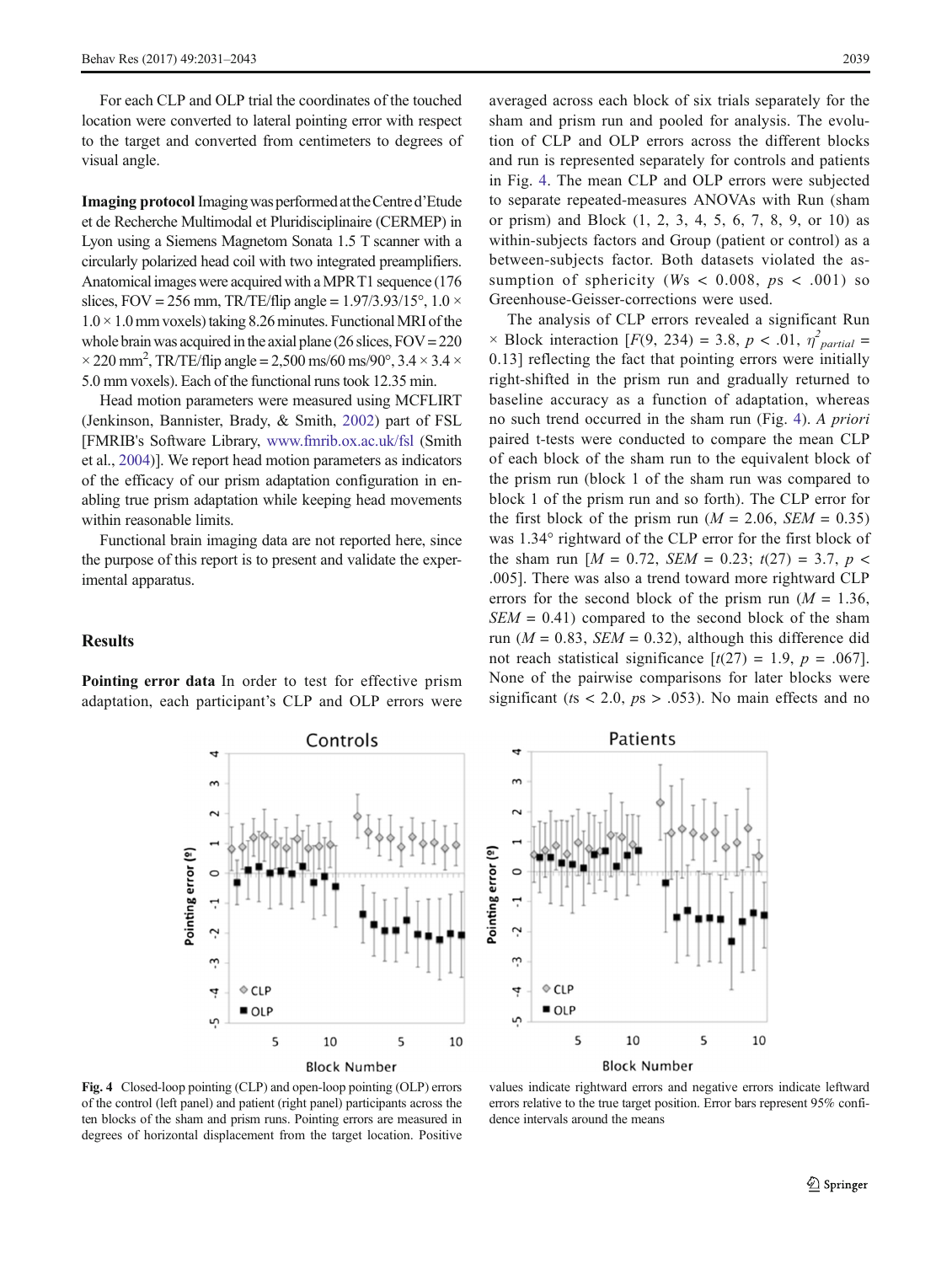For each CLP and OLP trial the coordinates of the touched location were converted to lateral pointing error with respect to the target and converted from centimeters to degrees of visual angle.

**Imaging protocol** Imaging was performed at the Centre d'Etude et de Recherche Multimodal et Pluridisciplinaire (CERMEP) in Lyon using a Siemens Magnetom Sonata 1.5 T scanner with a circularly polarized head coil with two integrated preamplifiers. Anatomical images were acquired with a MPR T1 sequence (176 slices, FOV = 256 mm, TR/TE/flip angle = 1.97/3.93/15°, 1.0 × 1.0 × 1.0 mm voxels) taking 8.26 minutes. Functional MRI of the whole brain was acquired in the axial plane (26 slices, FOV = 220 × 220 mm$^2$, TR/TE/flip angle = 2,500 ms/60 ms/90°, 3.4 × 3.4 × 5.0 mm voxels). Each of the functional runs took 12.35 min.

Head motion parameters were measured using MCFLIRT (Jenkinson, Bannister, Brady, & Smith, 2002) part of FSL [FMRIB's Software Library, www.fmrib.ox.ac.uk/fsl (Smith et al., 2004)]. We report head motion parameters as indicators of the efficacy of our prism adaptation configuration in enabling true prism adaptation while keeping head movements within reasonable limits.

Functional brain imaging data are not reported here, since the purpose of this report is to present and validate the experimental apparatus.

## Results

**Pointing error data** In order to test for effective prism adaptation, each participant's CLP and OLP errors were averaged across each block of six trials separately for the sham and prism run and pooled for analysis. The evolution of CLP and OLP errors across the different blocks and run is represented separately for controls and patients in Fig. 4. The mean CLP and OLP errors were subjected to separate repeated-measures ANOVAs with Run (sham or prism) and Block (1, 2, 3, 4, 5, 6, 7, 8, 9, or 10) as within-subjects factors and Group (patient or control) as a between-subjects factor. Both datasets violated the assumption of sphericity ($W$s < 0.008, $p$s < .001) so Greenhouse-Geisser-corrections were used.

The analysis of CLP errors revealed a significant Run × Block interaction [$F(9, 234) = 3.8$, $p < .01$, $\eta^2_{partial} = 0.13$] reflecting the fact that pointing errors were initially right-shifted in the prism run and gradually returned to baseline accuracy as a function of adaptation, whereas no such trend occurred in the sham run (Fig. 4). *A priori* paired t-tests were conducted to compare the mean CLP of each block of the sham run to the equivalent block of the prism run (block 1 of the sham run was compared to block 1 of the prism run and so forth). The CLP error for the first block of the prism run ($M = 2.06$, $SEM = 0.35$) was 1.34° rightward of the CLP error for the first block of the sham run [$M = 0.72$, $SEM = 0.23$; $t(27) = 3.7$, $p < .005$]. There was also a trend toward more rightward CLP errors for the second block of the prism run ($M = 1.36$, $SEM = 0.41$) compared to the second block of the sham run ($M = 0.83$, $SEM = 0.32$), although this difference did not reach statistical significance [$t(27) = 1.9$, $p = .067$]. None of the pairwise comparisons for later blocks were significant ($t$s < 2.0, $p$s > .053). No main effects and no

Fig. 4 Closed-loop pointing (CLP) and open-loop pointing (OLP) errors of the control (left panel) and patient (right panel) participants across the ten blocks of the sham and prism runs. Pointing errors are measured in degrees of horizontal displacement from the target location. Positive values indicate rightward errors and negative errors indicate leftward errors relative to the true target position. Error bars represent 95% confidence intervals around the means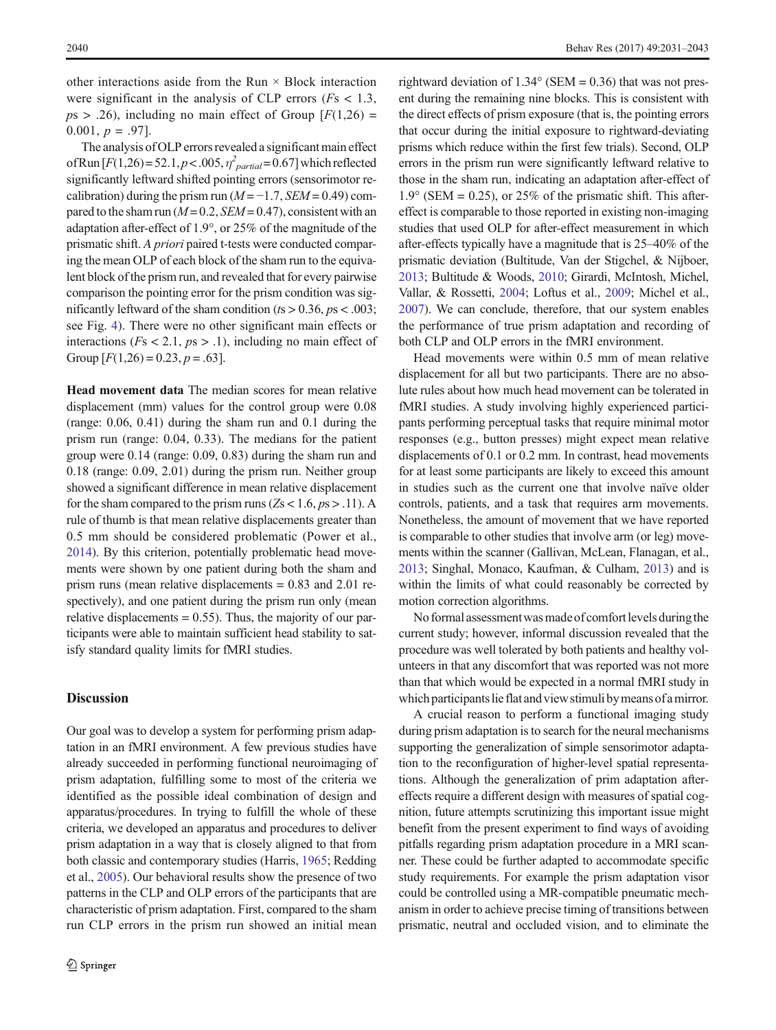other interactions aside from the Run × Block interaction were significant in the analysis of CLP errors ($F\text{s} < 1.3$, $p\text{s} > .26$), including no main effect of Group [$F(1,26) = 0.001$, $p = .97$].

The analysis of OLP errors revealed a significant main effect of Run [$F(1,26) = 52.1$, $p < .005$, $\eta^2_{partial} = 0.67$] which reflected significantly leftward shifted pointing errors (sensorimotor recalibration) during the prism run ($M = -1.7$, $SEM = 0.49$) compared to the sham run ($M = 0.2$, $SEM = 0.47$), consistent with an adaptation after-effect of 1.9°, or 25% of the magnitude of the prismatic shift. *A priori* paired t-tests were conducted comparing the mean OLP of each block of the sham run to the equivalent block of the prism run, and revealed that for every pairwise comparison the pointing error for the prism condition was significantly leftward of the sham condition ($t\text{s} > 0.36$, $p\text{s} < .003$; see Fig. 4). There were no other significant main effects or interactions ($F\text{s} < 2.1$, $p\text{s} > .1$), including no main effect of Group [$F(1,26) = 0.23$, $p = .63$].

**Head movement data** The median scores for mean relative displacement (mm) values for the control group were 0.08 (range: 0.06, 0.41) during the sham run and 0.1 during the prism run (range: 0.04, 0.33). The medians for the patient group were 0.14 (range: 0.09, 0.83) during the sham run and 0.18 (range: 0.09, 2.01) during the prism run. Neither group showed a significant difference in mean relative displacement for the sham compared to the prism runs ($Z\text{s} < 1.6$, $p\text{s} > .11$). A rule of thumb is that mean relative displacements greater than 0.5 mm should be considered problematic (Power et al., 2014). By this criterion, potentially problematic head movements were shown by one patient during both the sham and prism runs (mean relative displacements = 0.83 and 2.01 respectively), and one patient during the prism run only (mean relative displacements = 0.55). Thus, the majority of our participants were able to maintain sufficient head stability to satisfy standard quality limits for fMRI studies.

## Discussion

Our goal was to develop a system for performing prism adaptation in an fMRI environment. A few previous studies have already succeeded in performing functional neuroimaging of prism adaptation, fulfilling some to most of the criteria we identified as the possible ideal combination of design and apparatus/procedures. In trying to fulfill the whole of these criteria, we developed an apparatus and procedures to deliver prism adaptation in a way that is closely aligned to that from both classic and contemporary studies (Harris, 1965; Redding et al., 2005). Our behavioral results show the presence of two patterns in the CLP and OLP errors of the participants that are characteristic of prism adaptation. First, compared to the sham run CLP errors in the prism run showed an initial mean rightward deviation of 1.34° (SEM = 0.36) that was not present during the remaining nine blocks. This is consistent with the direct effects of prism exposure (that is, the pointing errors that occur during the initial exposure to rightward-deviating prisms which reduce within the first few trials). Second, OLP errors in the prism run were significantly leftward relative to those in the sham run, indicating an adaptation after-effect of 1.9° (SEM = 0.25), or 25% of the prismatic shift. This after-effect is comparable to those reported in existing non-imaging studies that used OLP for after-effect measurement in which after-effects typically have a magnitude that is 25–40% of the prismatic deviation (Bultitude, Van der Stigchel, & Nijboer, 2013; Bultitude & Woods, 2010; Girardi, McIntosh, Michel, Vallar, & Rossetti, 2004; Loftus et al., 2009; Michel et al., 2007). We can conclude, therefore, that our system enables the performance of true prism adaptation and recording of both CLP and OLP errors in the fMRI environment.

Head movements were within 0.5 mm of mean relative displacement for all but two participants. There are no absolute rules about how much head movement can be tolerated in fMRI studies. A study involving highly experienced participants performing perceptual tasks that require minimal motor responses (e.g., button presses) might expect mean relative displacements of 0.1 or 0.2 mm. In contrast, head movements for at least some participants are likely to exceed this amount in studies such as the current one that involve naïve older controls, patients, and a task that requires arm movements. Nonetheless, the amount of movement that we have reported is comparable to other studies that involve arm (or leg) movements within the scanner (Gallivan, McLean, Flanagan, et al., 2013; Singhal, Monaco, Kaufman, & Culham, 2013) and is within the limits of what could reasonably be corrected by motion correction algorithms.

No formal assessment was made of comfort levels during the current study; however, informal discussion revealed that the procedure was well tolerated by both patients and healthy volunteers in that any discomfort that was reported was not more than that which would be expected in a normal fMRI study in which participants lie flat and view stimuli by means of a mirror.

A crucial reason to perform a functional imaging study during prism adaptation is to search for the neural mechanisms supporting the generalization of simple sensorimotor adaptation to the reconfiguration of higher-level spatial representations. Although the generalization of prim adaptation after-effects require a different design with measures of spatial cognition, future attempts scrutinizing this important issue might benefit from the present experiment to find ways of avoiding pitfalls regarding prism adaptation procedure in a MRI scanner. These could be further adapted to accommodate specific study requirements. For example the prism adaptation visor could be controlled using a MR-compatible pneumatic mechanism in order to achieve precise timing of transitions between prismatic, neutral and occluded vision, and to eliminate the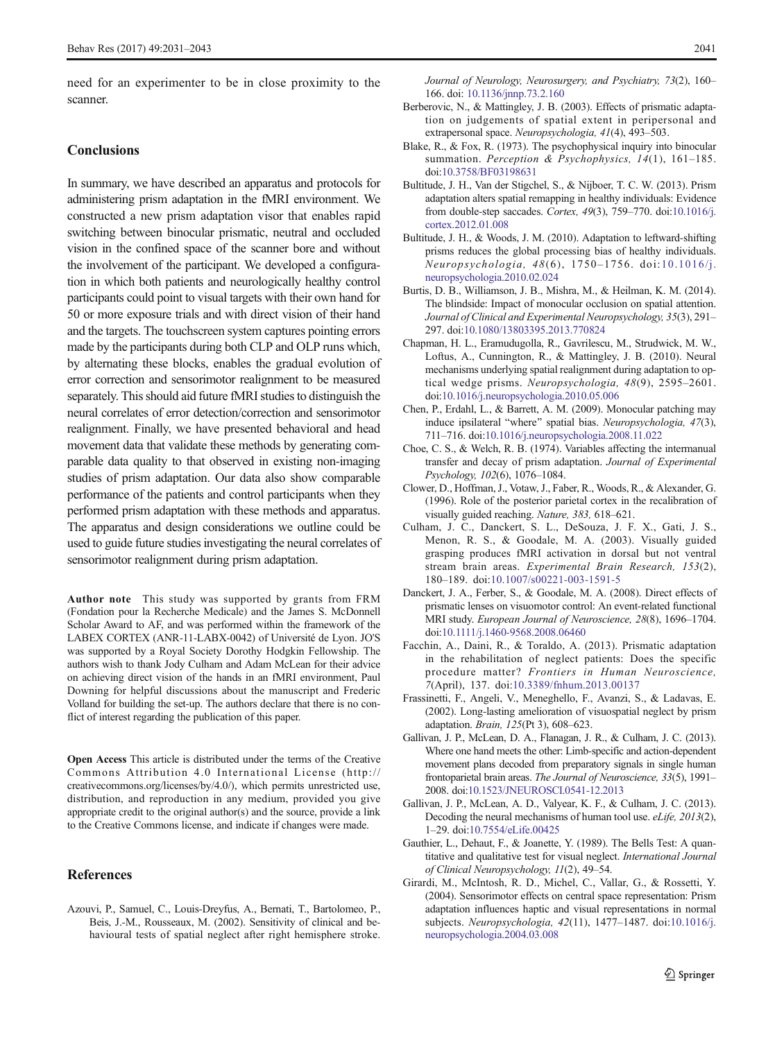need for an experimenter to be in close proximity to the scanner.

## Conclusions

In summary, we have described an apparatus and protocols for administering prism adaptation in the fMRI environment. We constructed a new prism adaptation visor that enables rapid switching between binocular prismatic, neutral and occluded vision in the confined space of the scanner bore and without the involvement of the participant. We developed a configuration in which both patients and neurologically healthy control participants could point to visual targets with their own hand for 50 or more exposure trials and with direct vision of their hand and the targets. The touchscreen system captures pointing errors made by the participants during both CLP and OLP runs which, by alternating these blocks, enables the gradual evolution of error correction and sensorimotor realignment to be measured separately. This should aid future fMRI studies to distinguish the neural correlates of error detection/correction and sensorimotor realignment. Finally, we have presented behavioral and head movement data that validate these methods by generating comparable data quality to that observed in existing non-imaging studies of prism adaptation. Our data also show comparable performance of the patients and control participants when they performed prism adaptation with these methods and apparatus. The apparatus and design considerations we outline could be used to guide future studies investigating the neural correlates of sensorimotor realignment during prism adaptation.

**Author note** This study was supported by grants from FRM (Fondation pour la Recherche Medicale) and the James S. McDonnell Scholar Award to AF, and was performed within the framework of the LABEX CORTEX (ANR-11-LABX-0042) of Université de Lyon. JO'S was supported by a Royal Society Dorothy Hodgkin Fellowship. The authors wish to thank Jody Culham and Adam McLean for their advice on achieving direct vision of the hands in an fMRI environment, Paul Downing for helpful discussions about the manuscript and Frederic Volland for building the set-up. The authors declare that there is no conflict of interest regarding the publication of this paper.

**Open Access** This article is distributed under the terms of the Creative Commons Attribution 4.0 International License (http://creativecommons.org/licenses/by/4.0/), which permits unrestricted use, distribution, and reproduction in any medium, provided you give appropriate credit to the original author(s) and the source, provide a link to the Creative Commons license, and indicate if changes were made.

## References

Azouvi, P., Samuel, C., Louis-Dreyfus, A., Bernati, T., Bartolomeo, P., Beis, J.-M., Rousseaux, M. (2002). Sensitivity of clinical and behavioural tests of spatial neglect after right hemisphere stroke. *Journal of Neurology, Neurosurgery, and Psychiatry, 73*(2), 160–166. doi: 10.1136/jnnp.73.2.160

Berberovic, N., & Mattingley, J. B. (2003). Effects of prismatic adaptation on judgements of spatial extent in peripersonal and extrapersonal space. *Neuropsychologia, 41*(4), 493–503.

Blake, R., & Fox, R. (1973). The psychophysical inquiry into binocular summation. *Perception & Psychophysics, 14*(1), 161–185. doi:10.3758/BF03198631

Bultitude, J. H., Van der Stigchel, S., & Nijboer, T. C. W. (2013). Prism adaptation alters spatial remapping in healthy individuals: Evidence from double-step saccades. *Cortex, 49*(3), 759–770. doi:10.1016/j.cortex.2012.01.008

Bultitude, J. H., & Woods, J. M. (2010). Adaptation to leftward-shifting prisms reduces the global processing bias of healthy individuals. *Neuropsychologia, 48*(6), 1750–1756. doi:10.1016/j.neuropsychologia.2010.02.024

Burtis, D. B., Williamson, J. B., Mishra, M., & Heilman, K. M. (2014). The blindside: Impact of monocular occlusion on spatial attention. *Journal of Clinical and Experimental Neuropsychology, 35*(3), 291–297. doi:10.1080/13803395.2013.770824

Chapman, H. L., Eramudugolla, R., Gavrilescu, M., Strudwick, M. W., Loftus, A., Cunnington, R., & Mattingley, J. B. (2010). Neural mechanisms underlying spatial realignment during adaptation to optical wedge prisms. *Neuropsychologia, 48*(9), 2595–2601. doi:10.1016/j.neuropsychologia.2010.05.006

Chen, P., Erdahl, L., & Barrett, A. M. (2009). Monocular patching may induce ipsilateral "where" spatial bias. *Neuropsychologia, 47*(3), 711–716. doi:10.1016/j.neuropsychologia.2008.11.022

Choe, C. S., & Welch, R. B. (1974). Variables affecting the intermanual transfer and decay of prism adaptation. *Journal of Experimental Psychology, 102*(6), 1076–1084.

Clower, D., Hoffman, J., Votaw, J., Faber, R., Woods, R., & Alexander, G. (1996). Role of the posterior parietal cortex in the recalibration of visually guided reaching. *Nature, 383,* 618–621.

Culham, J. C., Danckert, S. L., DeSouza, J. F. X., Gati, J. S., Menon, R. S., & Goodale, M. A. (2003). Visually guided grasping produces fMRI activation in dorsal but not ventral stream brain areas. *Experimental Brain Research, 153*(2), 180–189. doi:10.1007/s00221-003-1591-5

Danckert, J. A., Ferber, S., & Goodale, M. A. (2008). Direct effects of prismatic lenses on visuomotor control: An event-related functional MRI study. *European Journal of Neuroscience, 28*(8), 1696–1704. doi:10.1111/j.1460-9568.2008.06460

Facchin, A., Daini, R., & Toraldo, A. (2013). Prismatic adaptation in the rehabilitation of neglect patients: Does the specific procedure matter? *Frontiers in Human Neuroscience, 7*(April), 137. doi:10.3389/fnhum.2013.00137

Frassinetti, F., Angeli, V., Meneghello, F., Avanzi, S., & Ladavas, E. (2002). Long-lasting amelioration of visuospatial neglect by prism adaptation. *Brain, 125*(Pt 3), 608–623.

Gallivan, J. P., McLean, D. A., Flanagan, J. R., & Culham, J. C. (2013). Where one hand meets the other: Limb-specific and action-dependent movement plans decoded from preparatory signals in single human frontoparietal brain areas. *The Journal of Neuroscience, 33*(5), 1991–2008. doi:10.1523/JNEUROSCI.0541-12.2013

Gallivan, J. P., McLean, A. D., Valyear, K. F., & Culham, J. C. (2013). Decoding the neural mechanisms of human tool use. *eLife, 2013*(2), 1–29. doi:10.7554/eLife.00425

Gauthier, L., Dehaut, F., & Joanette, Y. (1989). The Bells Test: A quantitative and qualitative test for visual neglect. *International Journal of Clinical Neuropsychology, 11*(2), 49–54.

Girardi, M., McIntosh, R. D., Michel, C., Vallar, G., & Rossetti, Y. (2004). Sensorimotor effects on central space representation: Prism adaptation influences haptic and visual representations in normal subjects. *Neuropsychologia, 42*(11), 1477–1487. doi:10.1016/j.neuropsychologia.2004.03.008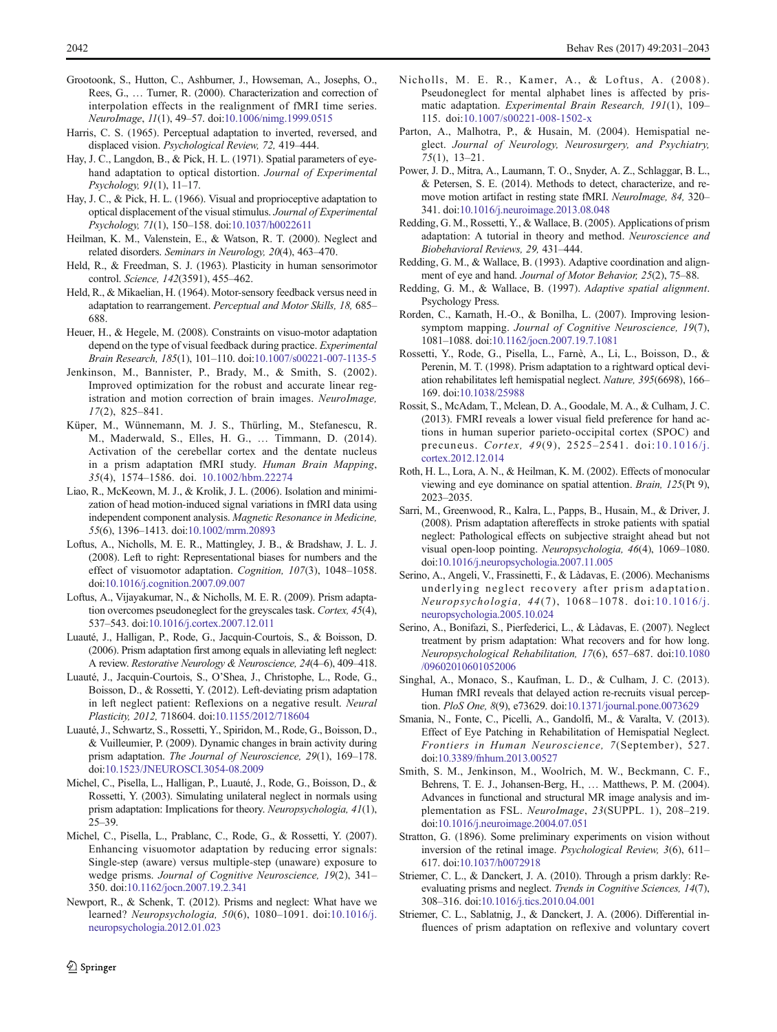Grootoonk, S., Hutton, C., Ashburner, J., Howseman, A., Josephs, O., Rees, G., … Turner, R. (2000). Characterization and correction of interpolation effects in the realignment of fMRI time series. *NeuroImage*, *11*(1), 49–57. doi:10.1006/nimg.1999.0515

Harris, C. S. (1965). Perceptual adaptation to inverted, reversed, and displaced vision. *Psychological Review, 72,* 419–444.

Hay, J. C., Langdon, B., & Pick, H. L. (1971). Spatial parameters of eye-hand adaptation to optical distortion. *Journal of Experimental Psychology, 91*(1), 11–17.

Hay, J. C., & Pick, H. L. (1966). Visual and proprioceptive adaptation to optical displacement of the visual stimulus. *Journal of Experimental Psychology, 71*(1), 150–158. doi:10.1037/h0022611

Heilman, K. M., Valenstein, E., & Watson, R. T. (2000). Neglect and related disorders. *Seminars in Neurology, 20*(4), 463–470.

Held, R., & Freedman, S. J. (1963). Plasticity in human sensorimotor control. *Science, 142*(3591), 455–462.

Held, R., & Mikaelian, H. (1964). Motor-sensory feedback versus need in adaptation to rearrangement. *Perceptual and Motor Skills, 18,* 685–688.

Heuer, H., & Hegele, M. (2008). Constraints on visuo-motor adaptation depend on the type of visual feedback during practice. *Experimental Brain Research, 185*(1), 101–110. doi:10.1007/s00221-007-1135-5

Jenkinson, M., Bannister, P., Brady, M., & Smith, S. (2002). Improved optimization for the robust and accurate linear registration and motion correction of brain images. *NeuroImage, 17*(2), 825–841.

Küper, M., Wünnemann, M. J. S., Thürling, M., Stefanescu, R. M., Maderwald, S., Elles, H. G., … Timmann, D. (2014). Activation of the cerebellar cortex and the dentate nucleus in a prism adaptation fMRI study. *Human Brain Mapping*, *35*(4), 1574–1586. doi. 10.1002/hbm.22274

Liao, R., McKeown, M. J., & Krolik, J. L. (2006). Isolation and minimization of head motion-induced signal variations in fMRI data using independent component analysis. *Magnetic Resonance in Medicine, 55*(6), 1396–1413. doi:10.1002/mrm.20893

Loftus, A., Nicholls, M. E. R., Mattingley, J. B., & Bradshaw, J. L. J. (2008). Left to right: Representational biases for numbers and the effect of visuomotor adaptation. *Cognition, 107*(3), 1048–1058. doi:10.1016/j.cognition.2007.09.007

Loftus, A., Vijayakumar, N., & Nicholls, M. E. R. (2009). Prism adaptation overcomes pseudoneglect for the greyscales task. *Cortex, 45*(4), 537–543. doi:10.1016/j.cortex.2007.12.011

Luauté, J., Halligan, P., Rode, G., Jacquin-Courtois, S., & Boisson, D. (2006). Prism adaptation first among equals in alleviating left neglect: A review. *Restorative Neurology & Neuroscience, 24*(4–6), 409–418.

Luauté, J., Jacquin-Courtois, S., O'Shea, J., Christophe, L., Rode, G., Boisson, D., & Rossetti, Y. (2012). Left-deviating prism adaptation in left neglect patient: Reflexions on a negative result. *Neural Plasticity, 2012,* 718604. doi:10.1155/2012/718604

Luauté, J., Schwartz, S., Rossetti, Y., Spiridon, M., Rode, G., Boisson, D., & Vuilleumier, P. (2009). Dynamic changes in brain activity during prism adaptation. *The Journal of Neuroscience, 29*(1), 169–178. doi:10.1523/JNEUROSCI.3054-08.2009

Michel, C., Pisella, L., Halligan, P., Luauté, J., Rode, G., Boisson, D., & Rossetti, Y. (2003). Simulating unilateral neglect in normals using prism adaptation: Implications for theory. *Neuropsychologia, 41*(1), 25–39.

Michel, C., Pisella, L., Prablanc, C., Rode, G., & Rossetti, Y. (2007). Enhancing visuomotor adaptation by reducing error signals: Single-step (aware) versus multiple-step (unaware) exposure to wedge prisms. *Journal of Cognitive Neuroscience, 19*(2), 341–350. doi:10.1162/jocn.2007.19.2.341

Newport, R., & Schenk, T. (2012). Prisms and neglect: What have we learned? *Neuropsychologia, 50*(6), 1080–1091. doi:10.1016/j.neuropsychologia.2012.01.023

Nicholls, M. E. R., Kamer, A., & Loftus, A. (2008). Pseudoneglect for mental alphabet lines is affected by prismatic adaptation. *Experimental Brain Research, 191*(1), 109–115. doi:10.1007/s00221-008-1502-x

Parton, A., Malhotra, P., & Husain, M. (2004). Hemispatial neglect. *Journal of Neurology, Neurosurgery, and Psychiatry, 75*(1), 13–21.

Power, J. D., Mitra, A., Laumann, T. O., Snyder, A. Z., Schlaggar, B. L., & Petersen, S. E. (2014). Methods to detect, characterize, and remove motion artifact in resting state fMRI. *NeuroImage, 84,* 320–341. doi:10.1016/j.neuroimage.2013.08.048

Redding, G. M., Rossetti, Y., & Wallace, B. (2005). Applications of prism adaptation: A tutorial in theory and method. *Neuroscience and Biobehavioral Reviews, 29,* 431–444.

Redding, G. M., & Wallace, B. (1993). Adaptive coordination and alignment of eye and hand. *Journal of Motor Behavior, 25*(2), 75–88.

Redding, G. M., & Wallace, B. (1997). *Adaptive spatial alignment*. Psychology Press.

Rorden, C., Karnath, H.-O., & Bonilha, L. (2007). Improving lesion-symptom mapping. *Journal of Cognitive Neuroscience, 19*(7), 1081–1088. doi:10.1162/jocn.2007.19.7.1081

Rossetti, Y., Rode, G., Pisella, L., Farnè, A., Li, L., Boisson, D., & Perenin, M. T. (1998). Prism adaptation to a rightward optical deviation rehabilitates left hemispatial neglect. *Nature, 395*(6698), 166–169. doi:10.1038/25988

Rossit, S., McAdam, T., Mclean, D. A., Goodale, M. A., & Culham, J. C. (2013). FMRI reveals a lower visual field preference for hand actions in human superior parieto-occipital cortex (SPOC) and precuneus. *Cortex, 49*(9), 2525–2541. doi:10.1016/j.cortex.2012.12.014

Roth, H. L., Lora, A. N., & Heilman, K. M. (2002). Effects of monocular viewing and eye dominance on spatial attention. *Brain, 125*(Pt 9), 2023–2035.

Sarri, M., Greenwood, R., Kalra, L., Papps, B., Husain, M., & Driver, J. (2008). Prism adaptation aftereffects in stroke patients with spatial neglect: Pathological effects on subjective straight ahead but not visual open-loop pointing. *Neuropsychologia, 46*(4), 1069–1080. doi:10.1016/j.neuropsychologia.2007.11.005

Serino, A., Angeli, V., Frassinetti, F., & Làdavas, E. (2006). Mechanisms underlying neglect recovery after prism adaptation. *Neuropsychologia, 44*(7), 1068–1078. doi:10.1016/j.neuropsychologia.2005.10.024

Serino, A., Bonifazi, S., Pierfederici, L., & Làdavas, E. (2007). Neglect treatment by prism adaptation: What recovers and for how long. *Neuropsychological Rehabilitation, 17*(6), 657–687. doi:10.1080/09602010601052006

Singhal, A., Monaco, S., Kaufman, L. D., & Culham, J. C. (2013). Human fMRI reveals that delayed action re-recruits visual perception. *PloS One, 8*(9), e73629. doi:10.1371/journal.pone.0073629

Smania, N., Fonte, C., Picelli, A., Gandolfi, M., & Varalta, V. (2013). Effect of Eye Patching in Rehabilitation of Hemispatial Neglect. *Frontiers in Human Neuroscience, 7*(September), 527. doi:10.3389/fnhum.2013.00527

Smith, S. M., Jenkinson, M., Woolrich, M. W., Beckmann, C. F., Behrens, T. E. J., Johansen-Berg, H., … Matthews, P. M. (2004). Advances in functional and structural MR image analysis and implementation as FSL. *NeuroImage*, *23*(SUPPL. 1), 208–219. doi:10.1016/j.neuroimage.2004.07.051

Stratton, G. (1896). Some preliminary experiments on vision without inversion of the retinal image. *Psychological Review, 3*(6), 611–617. doi:10.1037/h0072918

Striemer, C. L., & Danckert, J. A. (2010). Through a prism darkly: Re-evaluating prisms and neglect. *Trends in Cognitive Sciences, 14*(7), 308–316. doi:10.1016/j.tics.2010.04.001

Striemer, C. L., Sablatnig, J., & Danckert, J. A. (2006). Differential influences of prism adaptation on reflexive and voluntary covert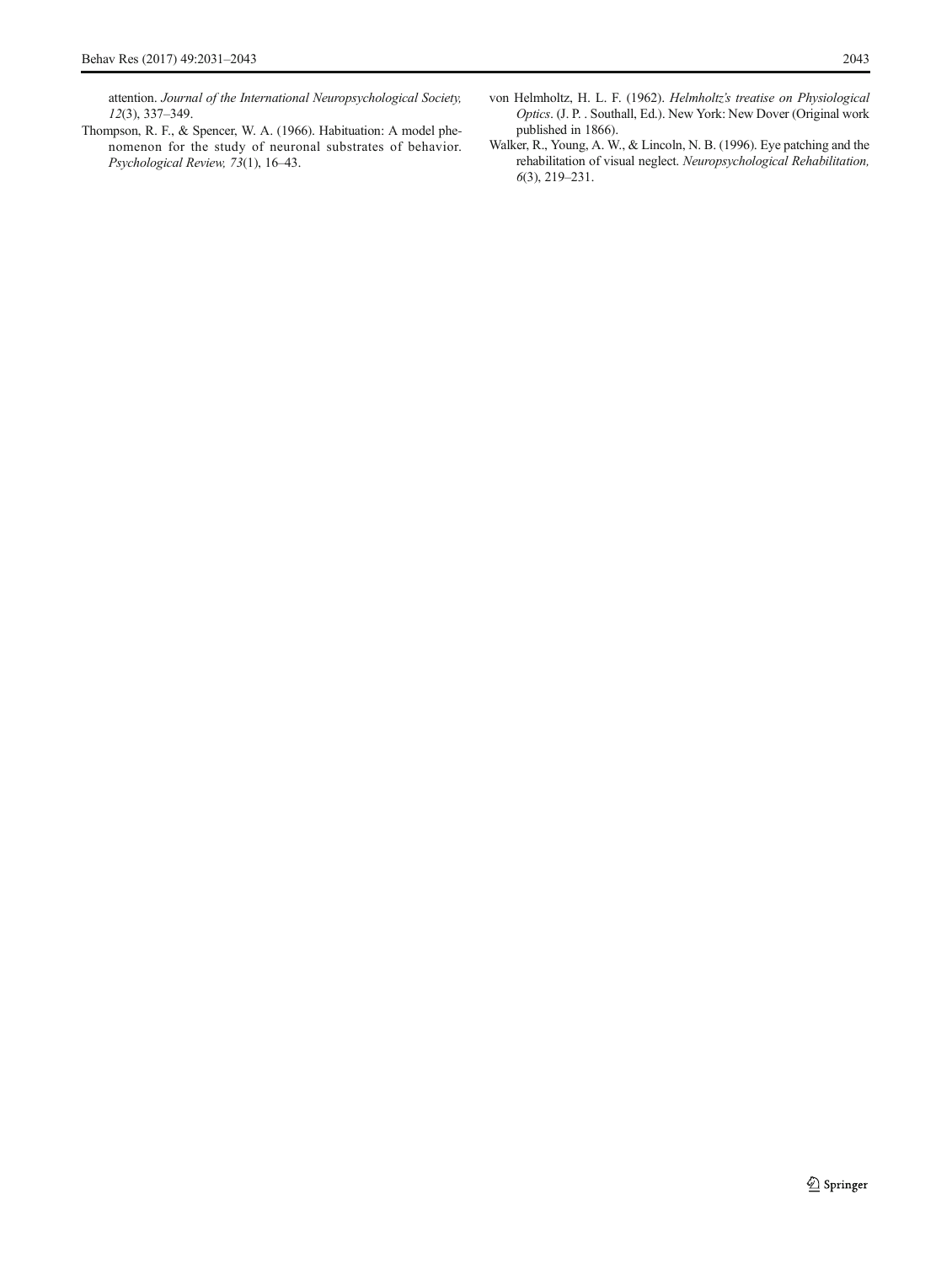attention. *Journal of the International Neuropsychological Society, 12*(3), 337–349.

Thompson, R. F., & Spencer, W. A. (1966). Habituation: A model phenomenon for the study of neuronal substrates of behavior. *Psychological Review, 73*(1), 16–43.

von Helmholtz, H. L. F. (1962). *Helmholtz's treatise on Physiological Optics*. (J. P. . Southall, Ed.). New York: New Dover (Original work published in 1866).

Walker, R., Young, A. W., & Lincoln, N. B. (1996). Eye patching and the rehabilitation of visual neglect. *Neuropsychological Rehabilitation, 6*(3), 219–231.